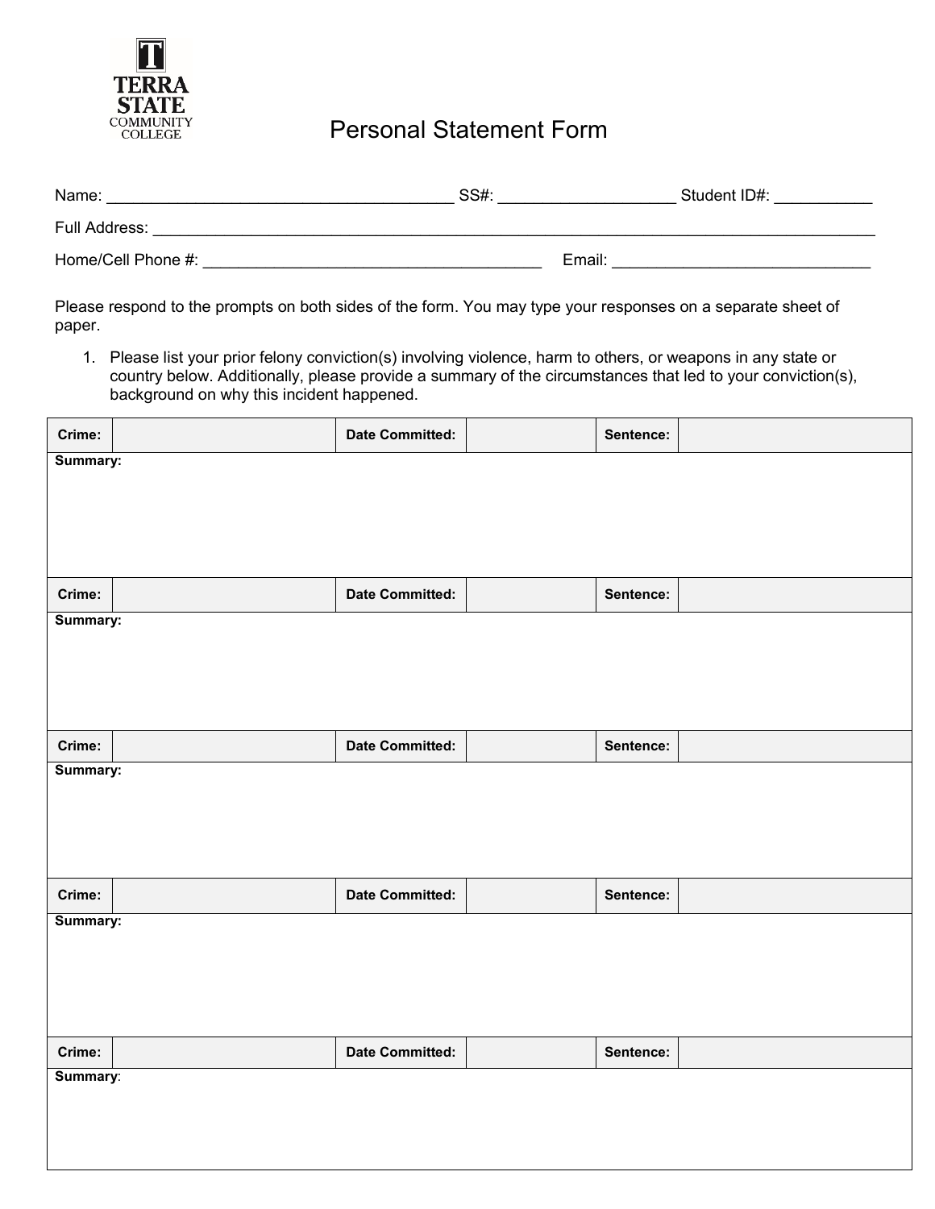TERRA STATE COMMUNITY COLLEGE

# Personal Statement Form

Name: ______________________________________ SS#: ___________________ Student ID#: ___________

Full Address: ________________________________________________________________________________

Home/Cell Phone #: _____________________________________ Email: _____________________________

Please respond to the prompts on both sides of the form. You may type your responses on a separate sheet of paper.

1. Please list your prior felony conviction(s) involving violence, harm to others, or weapons in any state or country below. Additionally, please provide a summary of the circumstances that led to your conviction(s), background on why this incident happened.

| **Crime:** | | **Date Committed:** | | **Sentence:** | |
|---|---|---|---|---|---|
| **Summary:** | | | | | |
| **Crime:** | | **Date Committed:** | | **Sentence:** | |
| **Summary:** | | | | | |
| **Crime:** | | **Date Committed:** | | **Sentence:** | |
| **Summary:** | | | | | |
| **Crime:** | | **Date Committed:** | | **Sentence:** | |
| **Summary:** | | | | | |
| **Crime:** | | **Date Committed:** | | **Sentence:** | |
| **Summary**: | | | | | |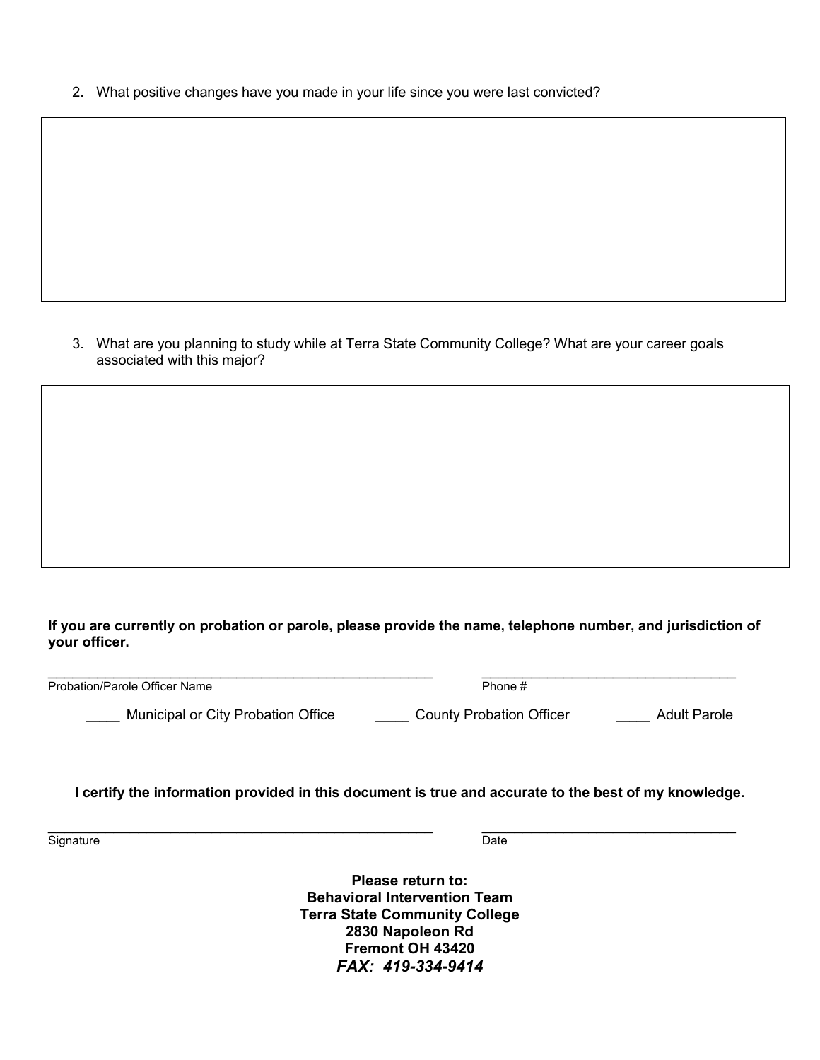2. What positive changes have you made in your life since you were last convicted?

3. What are you planning to study while at Terra State Community College? What are your career goals associated with this major?

**If you are currently on probation or parole, please provide the name, telephone number, and jurisdiction of your officer.**

_____________________________________________ ______________________________

Probation/Parole Officer Name Phone #

____ Municipal or City Probation Office ____ County Probation Officer ____ Adult Parole

**I certify the information provided in this document is true and accurate to the best of my knowledge.**

_____________________________________________ ______________________________

Signature Date

**Please return to:**
**Behavioral Intervention Team**
**Terra State Community College**
**2830 Napoleon Rd**
**Fremont OH 43420**
***FAX: 419-334-9414***